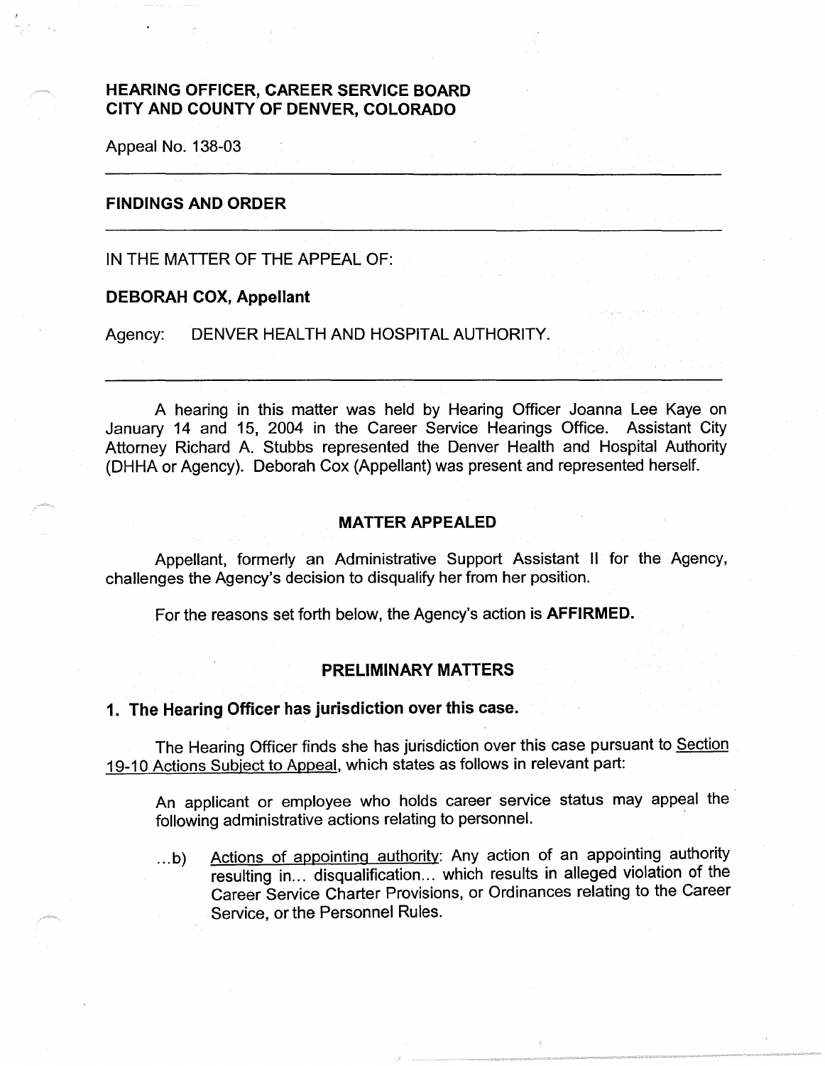**HEARING OFFICER, CAREER SERVICE BOARD**
**CITY AND COUNTY OF DENVER, COLORADO**

Appeal No. 138-03

---

## FINDINGS AND ORDER

---

IN THE MATTER OF THE APPEAL OF:

**DEBORAH COX, Appellant**

Agency: DENVER HEALTH AND HOSPITAL AUTHORITY.

---

A hearing in this matter was held by Hearing Officer Joanna Lee Kaye on January 14 and 15, 2004 in the Career Service Hearings Office. Assistant City Attorney Richard A. Stubbs represented the Denver Health and Hospital Authority (DHHA or Agency). Deborah Cox (Appellant) was present and represented herself.

## MATTER APPEALED

Appellant, formerly an Administrative Support Assistant II for the Agency, challenges the Agency's decision to disqualify her from her position.

For the reasons set forth below, the Agency's action is **AFFIRMED.**

## PRELIMINARY MATTERS

### 1. The Hearing Officer has jurisdiction over this case.

The Hearing Officer finds she has jurisdiction over this case pursuant to Section 19-10 Actions Subject to Appeal, which states as follows in relevant part:

> An applicant or employee who holds career service status may appeal the following administrative actions relating to personnel.
>
> ...b) Actions of appointing authority: Any action of an appointing authority resulting in... disqualification... which results in alleged violation of the Career Service Charter Provisions, or Ordinances relating to the Career Service, or the Personnel Rules.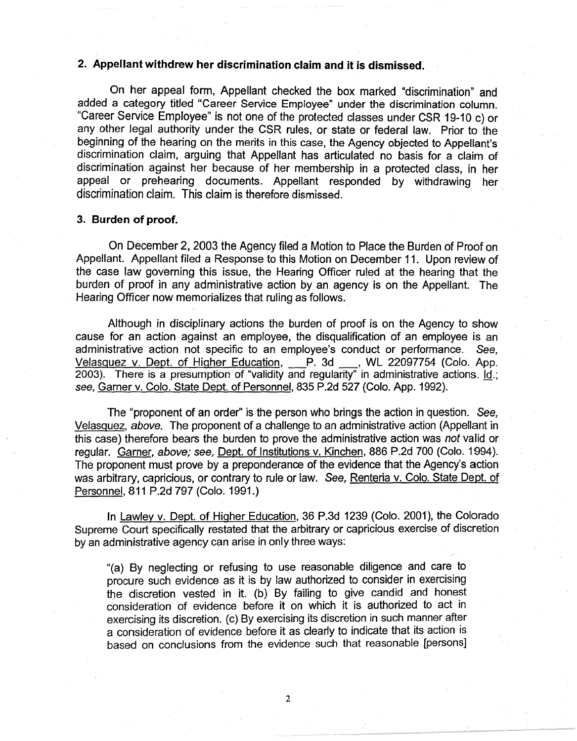### 2. Appellant withdrew her discrimination claim and it is dismissed.

On her appeal form, Appellant checked the box marked "discrimination" and added a category titled "Career Service Employee" under the discrimination column. "Career Service Employee" is not one of the protected classes under CSR 19-10 c) or any other legal authority under the CSR rules, or state or federal law. Prior to the beginning of the hearing on the merits in this case, the Agency objected to Appellant's discrimination claim, arguing that Appellant has articulated no basis for a claim of discrimination against her because of her membership in a protected class, in her appeal or prehearing documents. Appellant responded by withdrawing her discrimination claim. This claim is therefore dismissed.

### 3. Burden of proof.

On December 2, 2003 the Agency filed a Motion to Place the Burden of Proof on Appellant. Appellant filed a Response to this Motion on December 11. Upon review of the case law governing this issue, the Hearing Officer ruled at the hearing that the burden of proof in any administrative action by an agency is on the Appellant. The Hearing Officer now memorializes that ruling as follows.

Although in disciplinary actions the burden of proof is on the Agency to show cause for an action against an employee, the disqualification of an employee is an administrative action not specific to an employee's conduct or performance. *See,* Velasquez v. Dept. of Higher Education, ___P. 3d ___, WL 22097754 (Colo. App. 2003). There is a presumption of "validity and regularity" in administrative actions. Id.; *see,* Garner v. Colo. State Dept. of Personnel, 835 P.2d 527 (Colo. App. 1992).

The "proponent of an order" is the person who brings the action in question. *See,* Velasquez, *above.* The proponent of a challenge to an administrative action (Appellant in this case) therefore bears the burden to prove the administrative action was *not* valid or regular. Garner, *above; see,* Dept. of Institutions v. Kinchen, 886 P.2d 700 (Colo. 1994). The proponent must prove by a preponderance of the evidence that the Agency's action was arbitrary, capricious, or contrary to rule or law. *See,* Renteria v. Colo. State Dept. of Personnel, 811 P.2d 797 (Colo. 1991.)

In Lawley v. Dept. of Higher Education, 36 P.3d 1239 (Colo. 2001), the Colorado Supreme Court specifically restated that the arbitrary or capricious exercise of discretion by an administrative agency can arise in only three ways:

> "(a) By neglecting or refusing to use reasonable diligence and care to procure such evidence as it is by law authorized to consider in exercising the discretion vested in it. (b) By failing to give candid and honest consideration of evidence before it on which it is authorized to act in exercising its discretion. (c) By exercising its discretion in such manner after a consideration of evidence before it as clearly to indicate that its action is based on conclusions from the evidence such that reasonable [persons]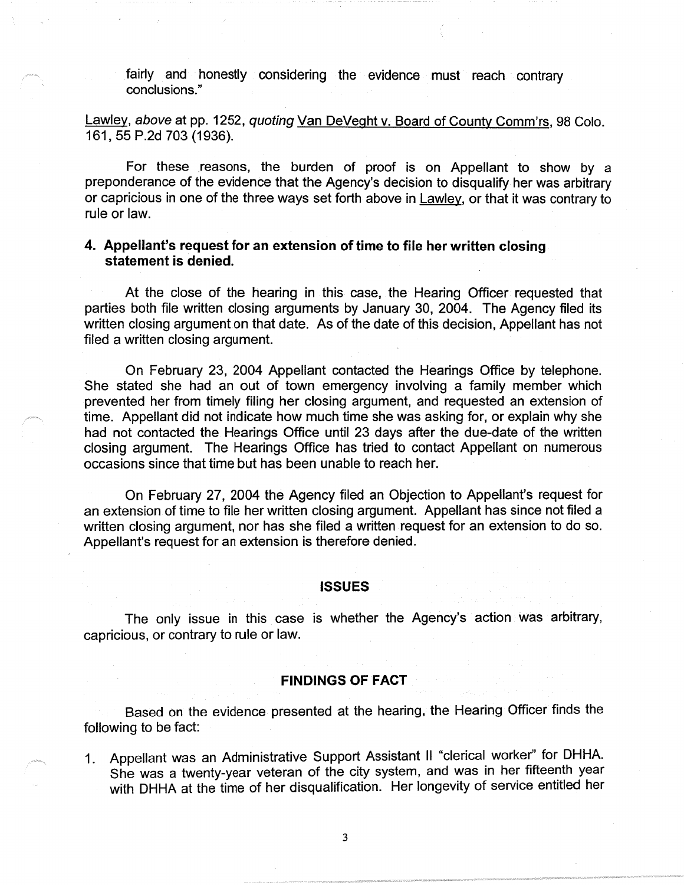fairly and honestly considering the evidence must reach contrary conclusions."

Lawley, *above* at pp. 1252, *quoting* Van DeVeght v. Board of County Comm'rs, 98 Colo. 161, 55 P.2d 703 (1936).

For these reasons, the burden of proof is on Appellant to show by a preponderance of the evidence that the Agency's decision to disqualify her was arbitrary or capricious in one of the three ways set forth above in Lawley, or that it was contrary to rule or law.

### 4. Appellant's request for an extension of time to file her written closing statement is denied.

At the close of the hearing in this case, the Hearing Officer requested that parties both file written closing arguments by January 30, 2004. The Agency filed its written closing argument on that date. As of the date of this decision, Appellant has not filed a written closing argument.

On February 23, 2004 Appellant contacted the Hearings Office by telephone. She stated she had an out of town emergency involving a family member which prevented her from timely filing her closing argument, and requested an extension of time. Appellant did not indicate how much time she was asking for, or explain why she had not contacted the Hearings Office until 23 days after the due-date of the written closing argument. The Hearings Office has tried to contact Appellant on numerous occasions since that time but has been unable to reach her.

On February 27, 2004 the Agency filed an Objection to Appellant's request for an extension of time to file her written closing argument. Appellant has since not filed a written closing argument, nor has she filed a written request for an extension to do so. Appellant's request for an extension is therefore denied.

## ISSUES

The only issue in this case is whether the Agency's action was arbitrary, capricious, or contrary to rule or law.

## FINDINGS OF FACT

Based on the evidence presented at the hearing, the Hearing Officer finds the following to be fact:

1. Appellant was an Administrative Support Assistant II "clerical worker" for DHHA. She was a twenty-year veteran of the city system, and was in her fifteenth year with DHHA at the time of her disqualification. Her longevity of service entitled her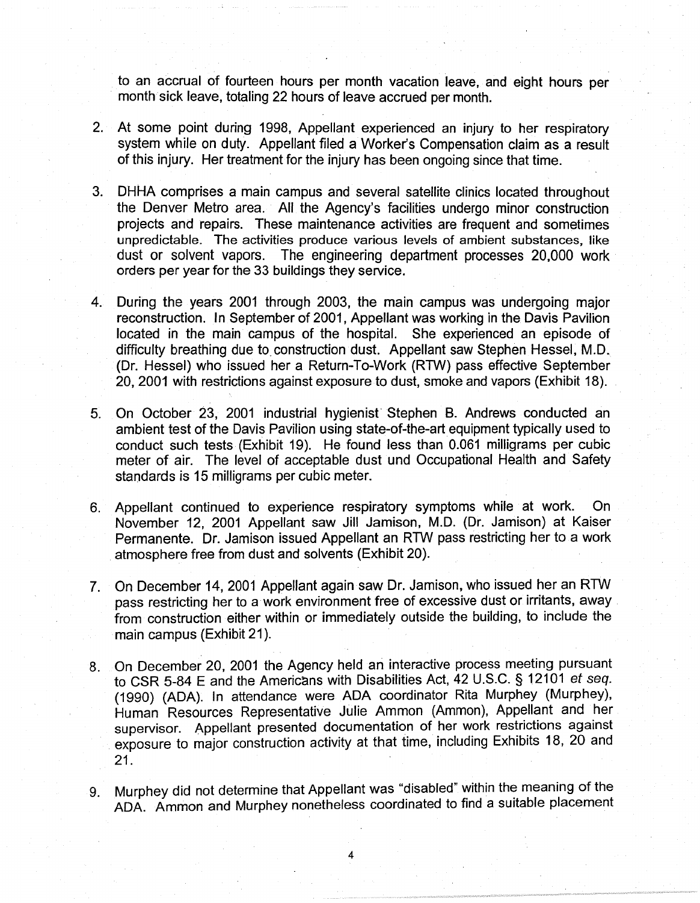to an accrual of fourteen hours per month vacation leave, and eight hours per month sick leave, totaling 22 hours of leave accrued per month.

2. At some point during 1998, Appellant experienced an injury to her respiratory system while on duty. Appellant filed a Worker's Compensation claim as a result of this injury. Her treatment for the injury has been ongoing since that time.

3. DHHA comprises a main campus and several satellite clinics located throughout the Denver Metro area. All the Agency's facilities undergo minor construction projects and repairs. These maintenance activities are frequent and sometimes unpredictable. The activities produce various levels of ambient substances, like dust or solvent vapors. The engineering department processes 20,000 work orders per year for the 33 buildings they service.

4. During the years 2001 through 2003, the main campus was undergoing major reconstruction. In September of 2001, Appellant was working in the Davis Pavilion located in the main campus of the hospital. She experienced an episode of difficulty breathing due to construction dust. Appellant saw Stephen Hessel, M.D. (Dr. Hessel) who issued her a Return-To-Work (RTW) pass effective September 20, 2001 with restrictions against exposure to dust, smoke and vapors (Exhibit 18).

5. On October 23, 2001 industrial hygienist Stephen B. Andrews conducted an ambient test of the Davis Pavilion using state-of-the-art equipment typically used to conduct such tests (Exhibit 19). He found less than 0.061 milligrams per cubic meter of air. The level of acceptable dust und Occupational Health and Safety standards is 15 milligrams per cubic meter.

6. Appellant continued to experience respiratory symptoms while at work. On November 12, 2001 Appellant saw Jill Jamison, M.D. (Dr. Jamison) at Kaiser Permanente. Dr. Jamison issued Appellant an RTW pass restricting her to a work atmosphere free from dust and solvents (Exhibit 20).

7. On December 14, 2001 Appellant again saw Dr. Jamison, who issued her an RTW pass restricting her to a work environment free of excessive dust or irritants, away from construction either within or immediately outside the building, to include the main campus (Exhibit 21).

8. On December 20, 2001 the Agency held an interactive process meeting pursuant to CSR 5-84 E and the Americans with Disabilities Act, 42 U.S.C. § 12101 *et seq.* (1990) (ADA). In attendance were ADA coordinator Rita Murphey (Murphey), Human Resources Representative Julie Ammon (Ammon), Appellant and her supervisor. Appellant presented documentation of her work restrictions against exposure to major construction activity at that time, including Exhibits 18, 20 and 21.

9. Murphey did not determine that Appellant was "disabled" within the meaning of the ADA. Ammon and Murphey nonetheless coordinated to find a suitable placement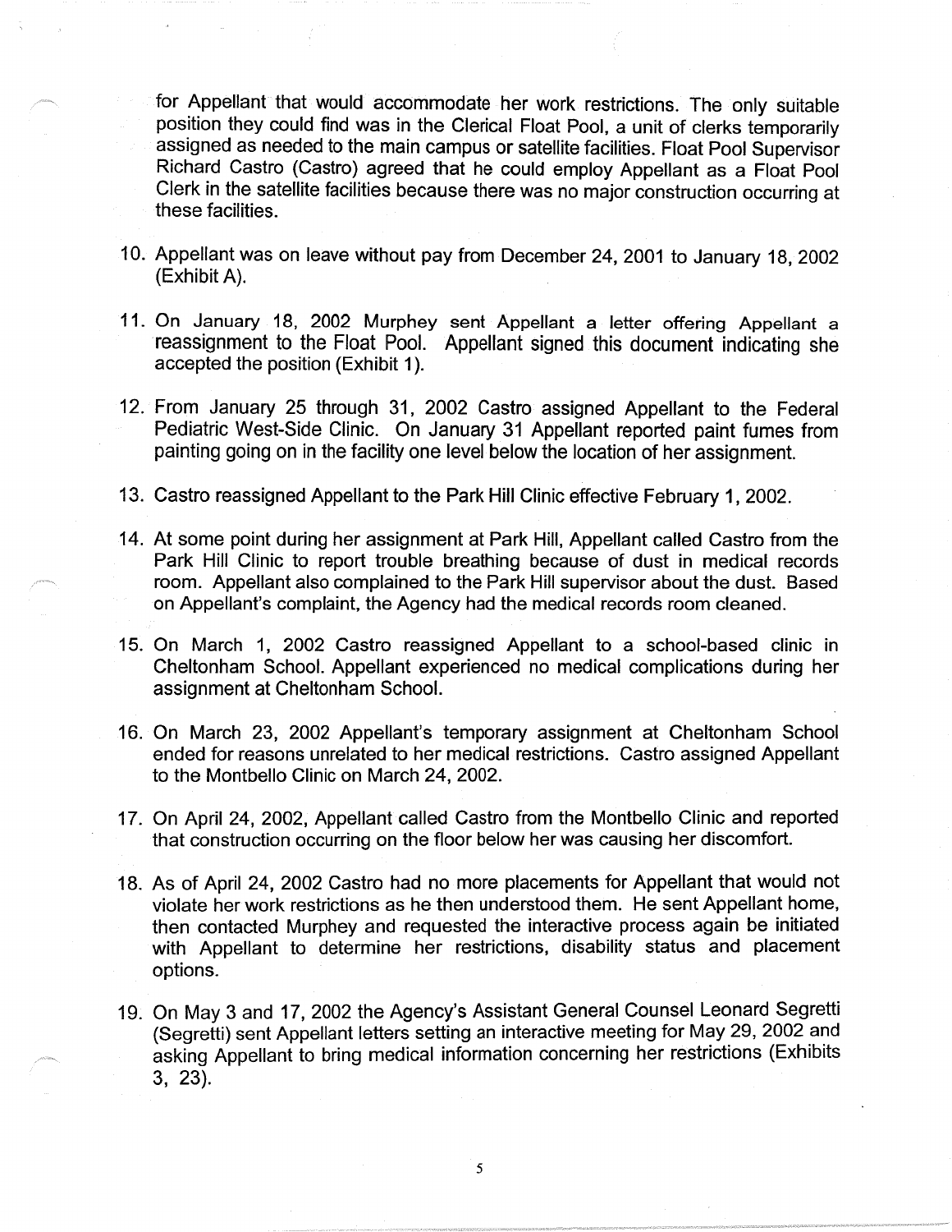for Appellant that would accommodate her work restrictions. The only suitable position they could find was in the Clerical Float Pool, a unit of clerks temporarily assigned as needed to the main campus or satellite facilities. Float Pool Supervisor Richard Castro (Castro) agreed that he could employ Appellant as a Float Pool Clerk in the satellite facilities because there was no major construction occurring at these facilities.

10. Appellant was on leave without pay from December 24, 2001 to January 18, 2002 (Exhibit A).

11. On January 18, 2002 Murphey sent Appellant a letter offering Appellant a reassignment to the Float Pool. Appellant signed this document indicating she accepted the position (Exhibit 1).

12. From January 25 through 31, 2002 Castro assigned Appellant to the Federal Pediatric West-Side Clinic. On January 31 Appellant reported paint fumes from painting going on in the facility one level below the location of her assignment.

13. Castro reassigned Appellant to the Park Hill Clinic effective February 1, 2002.

14. At some point during her assignment at Park Hill, Appellant called Castro from the Park Hill Clinic to report trouble breathing because of dust in medical records room. Appellant also complained to the Park Hill supervisor about the dust. Based on Appellant's complaint, the Agency had the medical records room cleaned.

15. On March 1, 2002 Castro reassigned Appellant to a school-based clinic in Cheltonham School. Appellant experienced no medical complications during her assignment at Cheltonham School.

16. On March 23, 2002 Appellant's temporary assignment at Cheltonham School ended for reasons unrelated to her medical restrictions. Castro assigned Appellant to the Montbello Clinic on March 24, 2002.

17. On April 24, 2002, Appellant called Castro from the Montbello Clinic and reported that construction occurring on the floor below her was causing her discomfort.

18. As of April 24, 2002 Castro had no more placements for Appellant that would not violate her work restrictions as he then understood them. He sent Appellant home, then contacted Murphey and requested the interactive process again be initiated with Appellant to determine her restrictions, disability status and placement options.

19. On May 3 and 17, 2002 the Agency's Assistant General Counsel Leonard Segretti (Segretti) sent Appellant letters setting an interactive meeting for May 29, 2002 and asking Appellant to bring medical information concerning her restrictions (Exhibits 3, 23).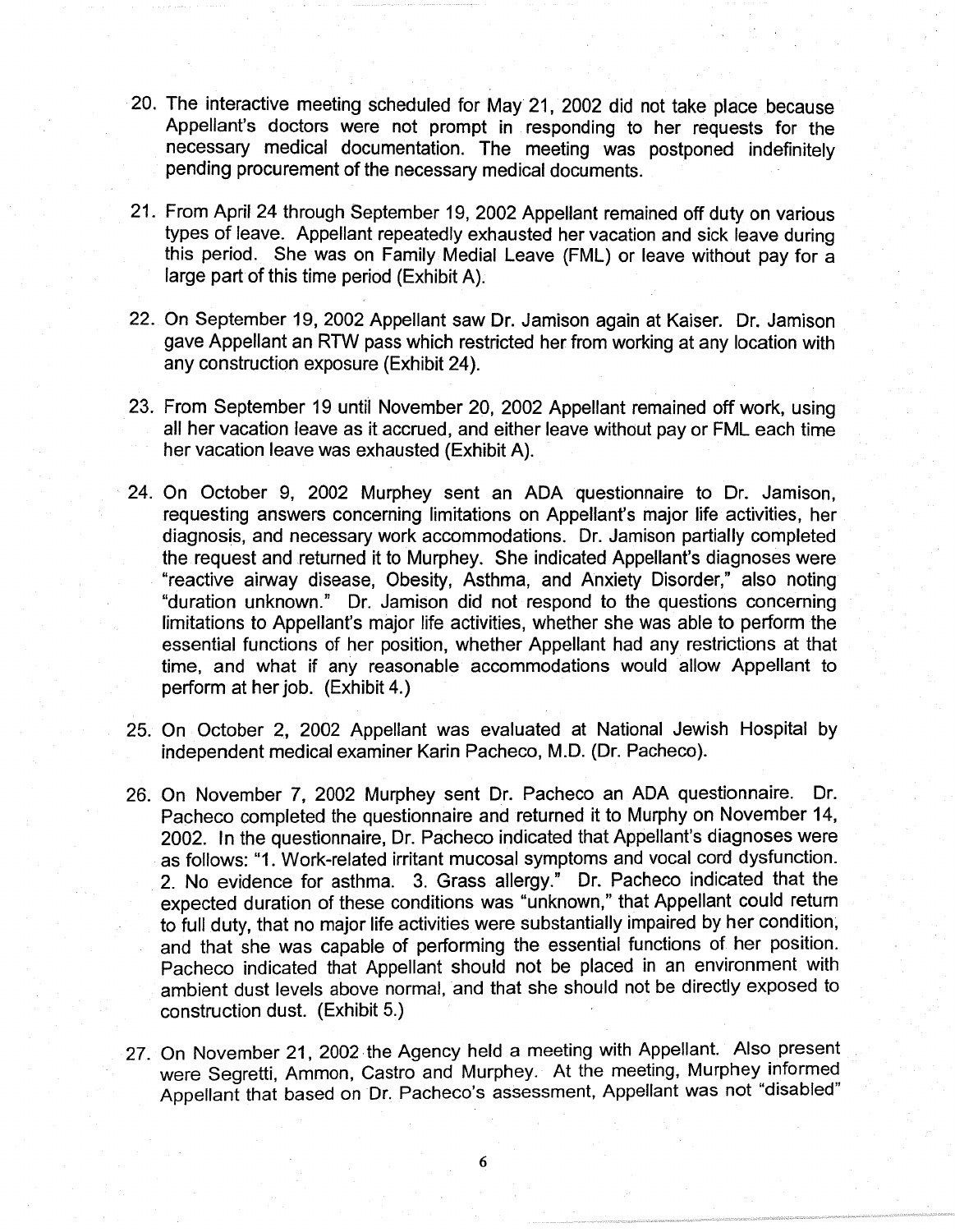20. The interactive meeting scheduled for May 21, 2002 did not take place because Appellant's doctors were not prompt in responding to her requests for the necessary medical documentation. The meeting was postponed indefinitely pending procurement of the necessary medical documents.

21. From April 24 through September 19, 2002 Appellant remained off duty on various types of leave. Appellant repeatedly exhausted her vacation and sick leave during this period. She was on Family Medial Leave (FML) or leave without pay for a large part of this time period (Exhibit A).

22. On September 19, 2002 Appellant saw Dr. Jamison again at Kaiser. Dr. Jamison gave Appellant an RTW pass which restricted her from working at any location with any construction exposure (Exhibit 24).

23. From September 19 until November 20, 2002 Appellant remained off work, using all her vacation leave as it accrued, and either leave without pay or FML each time her vacation leave was exhausted (Exhibit A).

24. On October 9, 2002 Murphey sent an ADA questionnaire to Dr. Jamison, requesting answers concerning limitations on Appellant's major life activities, her diagnosis, and necessary work accommodations. Dr. Jamison partially completed the request and returned it to Murphey. She indicated Appellant's diagnoses were "reactive airway disease, Obesity, Asthma, and Anxiety Disorder," also noting "duration unknown." Dr. Jamison did not respond to the questions concerning limitations to Appellant's major life activities, whether she was able to perform the essential functions of her position, whether Appellant had any restrictions at that time, and what if any reasonable accommodations would allow Appellant to perform at her job. (Exhibit 4.)

25. On October 2, 2002 Appellant was evaluated at National Jewish Hospital by independent medical examiner Karin Pacheco, M.D. (Dr. Pacheco).

26. On November 7, 2002 Murphey sent Dr. Pacheco an ADA questionnaire. Dr. Pacheco completed the questionnaire and returned it to Murphy on November 14, 2002. In the questionnaire, Dr. Pacheco indicated that Appellant's diagnoses were as follows: "1. Work-related irritant mucosal symptoms and vocal cord dysfunction. 2. No evidence for asthma. 3. Grass allergy." Dr. Pacheco indicated that the expected duration of these conditions was "unknown," that Appellant could return to full duty, that no major life activities were substantially impaired by her condition, and that she was capable of performing the essential functions of her position. Pacheco indicated that Appellant should not be placed in an environment with ambient dust levels above normal, and that she should not be directly exposed to construction dust. (Exhibit 5.)

27. On November 21, 2002 the Agency held a meeting with Appellant. Also present were Segretti, Ammon, Castro and Murphey. At the meeting, Murphey informed Appellant that based on Dr. Pacheco's assessment, Appellant was not "disabled"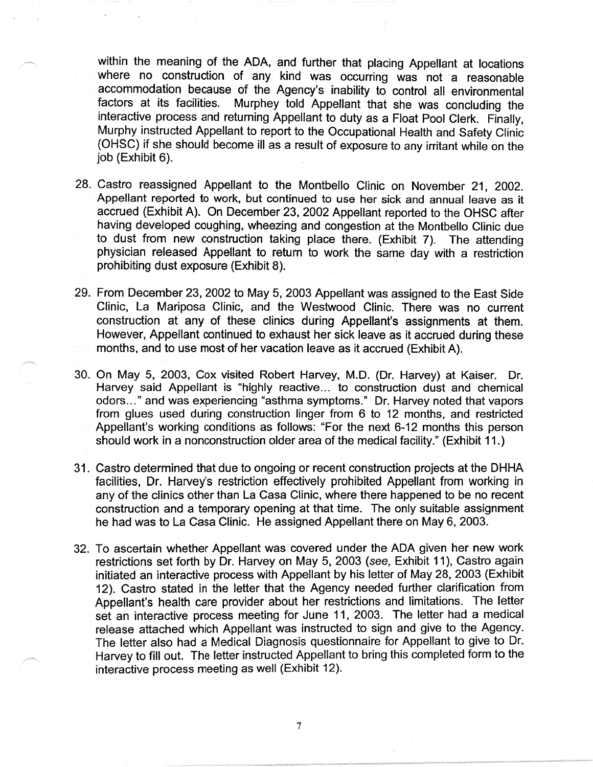within the meaning of the ADA, and further that placing Appellant at locations where no construction of any kind was occurring was not a reasonable accommodation because of the Agency's inability to control all environmental factors at its facilities. Murphey told Appellant that she was concluding the interactive process and returning Appellant to duty as a Float Pool Clerk. Finally, Murphy instructed Appellant to report to the Occupational Health and Safety Clinic (OHSC) if she should become ill as a result of exposure to any irritant while on the job (Exhibit 6).

28. Castro reassigned Appellant to the Montbello Clinic on November 21, 2002. Appellant reported to work, but continued to use her sick and annual leave as it accrued (Exhibit A). On December 23, 2002 Appellant reported to the OHSC after having developed coughing, wheezing and congestion at the Montbello Clinic due to dust from new construction taking place there. (Exhibit 7). The attending physician released Appellant to return to work the same day with a restriction prohibiting dust exposure (Exhibit 8).

29. From December 23, 2002 to May 5, 2003 Appellant was assigned to the East Side Clinic, La Mariposa Clinic, and the Westwood Clinic. There was no current construction at any of these clinics during Appellant's assignments at them. However, Appellant continued to exhaust her sick leave as it accrued during these months, and to use most of her vacation leave as it accrued (Exhibit A).

30. On May 5, 2003, Cox visited Robert Harvey, M.D. (Dr. Harvey) at Kaiser. Dr. Harvey said Appellant is "highly reactive... to construction dust and chemical odors..." and was experiencing "asthma symptoms." Dr. Harvey noted that vapors from glues used during construction linger from 6 to 12 months, and restricted Appellant's working conditions as follows: "For the next 6-12 months this person should work in a nonconstruction older area of the medical facility." (Exhibit 11.)

31. Castro determined that due to ongoing or recent construction projects at the DHHA facilities, Dr. Harvey's restriction effectively prohibited Appellant from working in any of the clinics other than La Casa Clinic, where there happened to be no recent construction and a temporary opening at that time. The only suitable assignment he had was to La Casa Clinic. He assigned Appellant there on May 6, 2003.

32. To ascertain whether Appellant was covered under the ADA given her new work restrictions set forth by Dr. Harvey on May 5, 2003 (*see,* Exhibit 11), Castro again initiated an interactive process with Appellant by his letter of May 28, 2003 (Exhibit 12). Castro stated in the letter that the Agency needed further clarification from Appellant's health care provider about her restrictions and limitations. The letter set an interactive process meeting for June 11, 2003. The letter had a medical release attached which Appellant was instructed to sign and give to the Agency. The letter also had a Medical Diagnosis questionnaire for Appellant to give to Dr. Harvey to fill out. The letter instructed Appellant to bring this completed form to the interactive process meeting as well (Exhibit 12).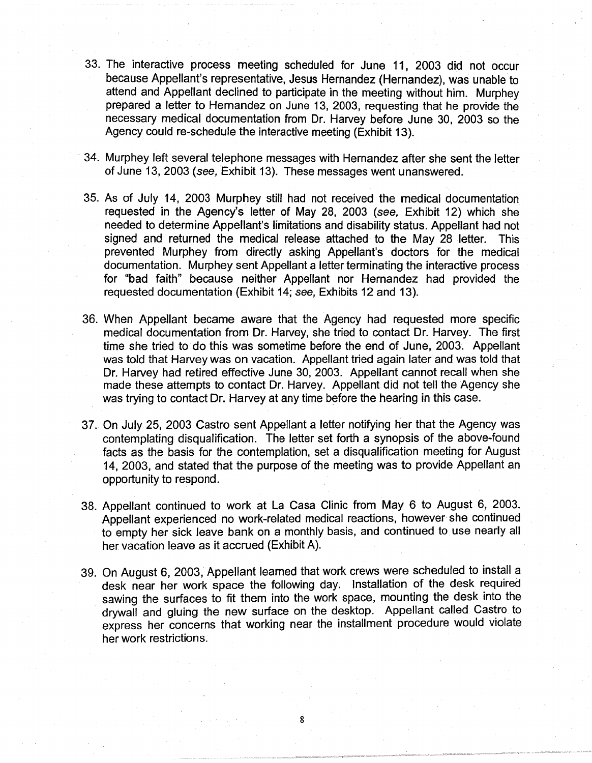33. The interactive process meeting scheduled for June 11, 2003 did not occur because Appellant's representative, Jesus Hernandez (Hernandez), was unable to attend and Appellant declined to participate in the meeting without him. Murphey prepared a letter to Hernandez on June 13, 2003, requesting that he provide the necessary medical documentation from Dr. Harvey before June 30, 2003 so the Agency could re-schedule the interactive meeting (Exhibit 13).

34. Murphey left several telephone messages with Hernandez after she sent the letter of June 13, 2003 (*see,* Exhibit 13). These messages went unanswered.

35. As of July 14, 2003 Murphey still had not received the medical documentation requested in the Agency's letter of May 28, 2003 (*see,* Exhibit 12) which she needed to determine Appellant's limitations and disability status. Appellant had not signed and returned the medical release attached to the May 28 letter. This prevented Murphey from directly asking Appellant's doctors for the medical documentation. Murphey sent Appellant a letter terminating the interactive process for "bad faith" because neither Appellant nor Hernandez had provided the requested documentation (Exhibit 14; *see,* Exhibits 12 and 13).

36. When Appellant became aware that the Agency had requested more specific medical documentation from Dr. Harvey, she tried to contact Dr. Harvey. The first time she tried to do this was sometime before the end of June, 2003. Appellant was told that Harvey was on vacation. Appellant tried again later and was told that Dr. Harvey had retired effective June 30, 2003. Appellant cannot recall when she made these attempts to contact Dr. Harvey. Appellant did not tell the Agency she was trying to contact Dr. Harvey at any time before the hearing in this case.

37. On July 25, 2003 Castro sent Appellant a letter notifying her that the Agency was contemplating disqualification. The letter set forth a synopsis of the above-found facts as the basis for the contemplation, set a disqualification meeting for August 14, 2003, and stated that the purpose of the meeting was to provide Appellant an opportunity to respond.

38. Appellant continued to work at La Casa Clinic from May 6 to August 6, 2003. Appellant experienced no work-related medical reactions, however she continued to empty her sick leave bank on a monthly basis, and continued to use nearly all her vacation leave as it accrued (Exhibit A).

39. On August 6, 2003, Appellant learned that work crews were scheduled to install a desk near her work space the following day. Installation of the desk required sawing the surfaces to fit them into the work space, mounting the desk into the drywall and gluing the new surface on the desktop. Appellant called Castro to express her concerns that working near the installment procedure would violate her work restrictions.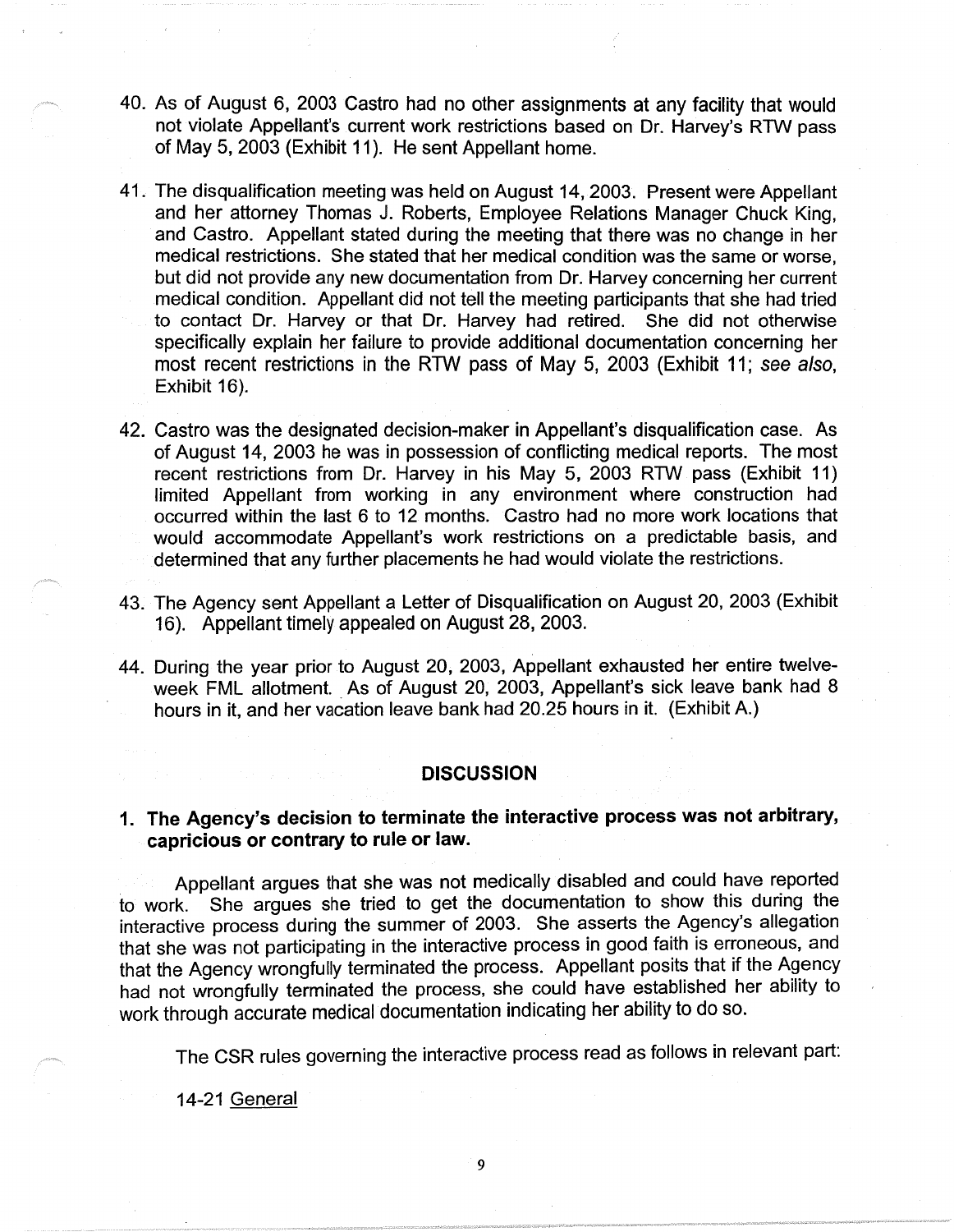40. As of August 6, 2003 Castro had no other assignments at any facility that would not violate Appellant's current work restrictions based on Dr. Harvey's RTW pass of May 5, 2003 (Exhibit 11). He sent Appellant home.

41. The disqualification meeting was held on August 14, 2003. Present were Appellant and her attorney Thomas J. Roberts, Employee Relations Manager Chuck King, and Castro. Appellant stated during the meeting that there was no change in her medical restrictions. She stated that her medical condition was the same or worse, but did not provide any new documentation from Dr. Harvey concerning her current medical condition. Appellant did not tell the meeting participants that she had tried to contact Dr. Harvey or that Dr. Harvey had retired. She did not otherwise specifically explain her failure to provide additional documentation concerning her most recent restrictions in the RTW pass of May 5, 2003 (Exhibit 11; *see also*, Exhibit 16).

42. Castro was the designated decision-maker in Appellant's disqualification case. As of August 14, 2003 he was in possession of conflicting medical reports. The most recent restrictions from Dr. Harvey in his May 5, 2003 RTW pass (Exhibit 11) limited Appellant from working in any environment where construction had occurred within the last 6 to 12 months. Castro had no more work locations that would accommodate Appellant's work restrictions on a predictable basis, and determined that any further placements he had would violate the restrictions.

43. The Agency sent Appellant a Letter of Disqualification on August 20, 2003 (Exhibit 16). Appellant timely appealed on August 28, 2003.

44. During the year prior to August 20, 2003, Appellant exhausted her entire twelve-week FML allotment. As of August 20, 2003, Appellant's sick leave bank had 8 hours in it, and her vacation leave bank had 20.25 hours in it. (Exhibit A.)

## DISCUSSION

### 1. The Agency's decision to terminate the interactive process was not arbitrary, capricious or contrary to rule or law.

Appellant argues that she was not medically disabled and could have reported to work. She argues she tried to get the documentation to show this during the interactive process during the summer of 2003. She asserts the Agency's allegation that she was not participating in the interactive process in good faith is erroneous, and that the Agency wrongfully terminated the process. Appellant posits that if the Agency had not wrongfully terminated the process, she could have established her ability to work through accurate medical documentation indicating her ability to do so.

The CSR rules governing the interactive process read as follows in relevant part:

14-21 General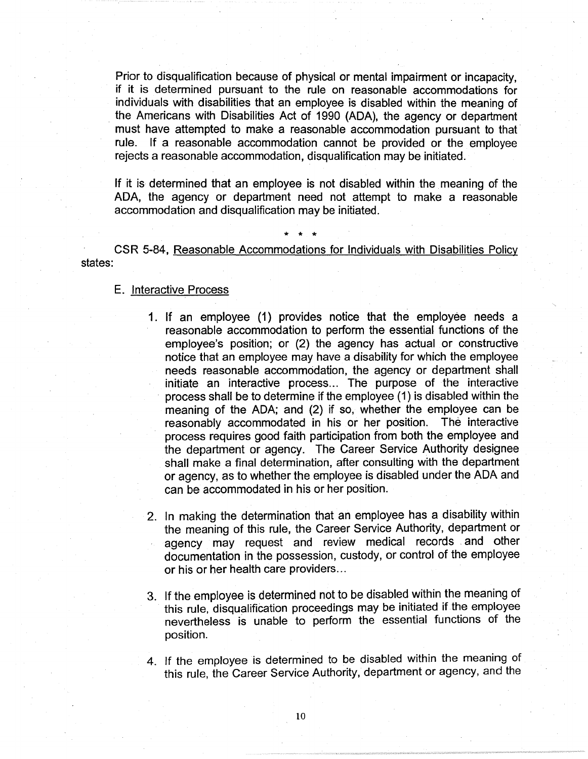Prior to disqualification because of physical or mental impairment or incapacity, if it is determined pursuant to the rule on reasonable accommodations for individuals with disabilities that an employee is disabled within the meaning of the Americans with Disabilities Act of 1990 (ADA), the agency or department must have attempted to make a reasonable accommodation pursuant to that rule. If a reasonable accommodation cannot be provided or the employee rejects a reasonable accommodation, disqualification may be initiated.

If it is determined that an employee is not disabled within the meaning of the ADA, the agency or department need not attempt to make a reasonable accommodation and disqualification may be initiated.

\* \* \*

CSR 5-84, Reasonable Accommodations for Individuals with Disabilities Policy states:

E. Interactive Process

1. If an employee (1) provides notice that the employee needs a reasonable accommodation to perform the essential functions of the employee's position; or (2) the agency has actual or constructive notice that an employee may have a disability for which the employee needs reasonable accommodation, the agency or department shall initiate an interactive process... The purpose of the interactive process shall be to determine if the employee (1) is disabled within the meaning of the ADA; and (2) if so, whether the employee can be reasonably accommodated in his or her position. The interactive process requires good faith participation from both the employee and the department or agency. The Career Service Authority designee shall make a final determination, after consulting with the department or agency, as to whether the employee is disabled under the ADA and can be accommodated in his or her position.

2. In making the determination that an employee has a disability within the meaning of this rule, the Career Service Authority, department or agency may request and review medical records and other documentation in the possession, custody, or control of the employee or his or her health care providers...

3. If the employee is determined not to be disabled within the meaning of this rule, disqualification proceedings may be initiated if the employee nevertheless is unable to perform the essential functions of the position.

4. If the employee is determined to be disabled within the meaning of this rule, the Career Service Authority, department or agency, and the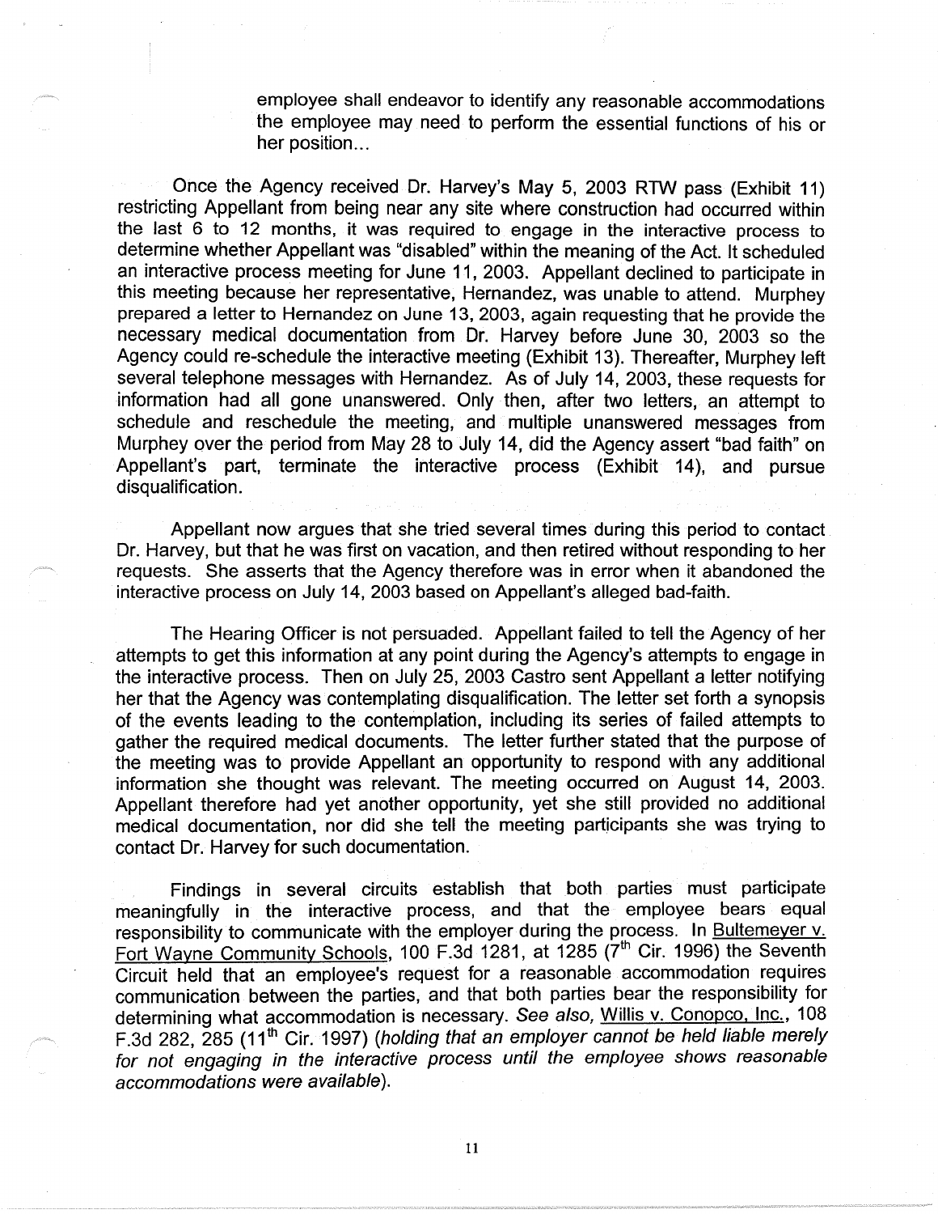> employee shall endeavor to identify any reasonable accommodations the employee may need to perform the essential functions of his or her position...

Once the Agency received Dr. Harvey's May 5, 2003 RTW pass (Exhibit 11) restricting Appellant from being near any site where construction had occurred within the last 6 to 12 months, it was required to engage in the interactive process to determine whether Appellant was "disabled" within the meaning of the Act. It scheduled an interactive process meeting for June 11, 2003. Appellant declined to participate in this meeting because her representative, Hernandez, was unable to attend. Murphey prepared a letter to Hernandez on June 13, 2003, again requesting that he provide the necessary medical documentation from Dr. Harvey before June 30, 2003 so the Agency could re-schedule the interactive meeting (Exhibit 13). Thereafter, Murphey left several telephone messages with Hernandez. As of July 14, 2003, these requests for information had all gone unanswered. Only then, after two letters, an attempt to schedule and reschedule the meeting, and multiple unanswered messages from Murphey over the period from May 28 to July 14, did the Agency assert "bad faith" on Appellant's part, terminate the interactive process (Exhibit 14), and pursue disqualification.

Appellant now argues that she tried several times during this period to contact Dr. Harvey, but that he was first on vacation, and then retired without responding to her requests. She asserts that the Agency therefore was in error when it abandoned the interactive process on July 14, 2003 based on Appellant's alleged bad-faith.

The Hearing Officer is not persuaded. Appellant failed to tell the Agency of her attempts to get this information at any point during the Agency's attempts to engage in the interactive process. Then on July 25, 2003 Castro sent Appellant a letter notifying her that the Agency was contemplating disqualification. The letter set forth a synopsis of the events leading to the contemplation, including its series of failed attempts to gather the required medical documents. The letter further stated that the purpose of the meeting was to provide Appellant an opportunity to respond with any additional information she thought was relevant. The meeting occurred on August 14, 2003. Appellant therefore had yet another opportunity, yet she still provided no additional medical documentation, nor did she tell the meeting participants she was trying to contact Dr. Harvey for such documentation.

Findings in several circuits establish that both parties must participate meaningfully in the interactive process, and that the employee bears equal responsibility to communicate with the employer during the process. In Bultemeyer v. Fort Wayne Community Schools, 100 F.3d 1281, at 1285 (7th Cir. 1996) the Seventh Circuit held that an employee's request for a reasonable accommodation requires communication between the parties, and that both parties bear the responsibility for determining what accommodation is necessary. *See also,* Willis v. Conopco, Inc., 108 F.3d 282, 285 (11th Cir. 1997) (*holding that an employer cannot be held liable merely for not engaging in the interactive process until the employee shows reasonable accommodations were available*).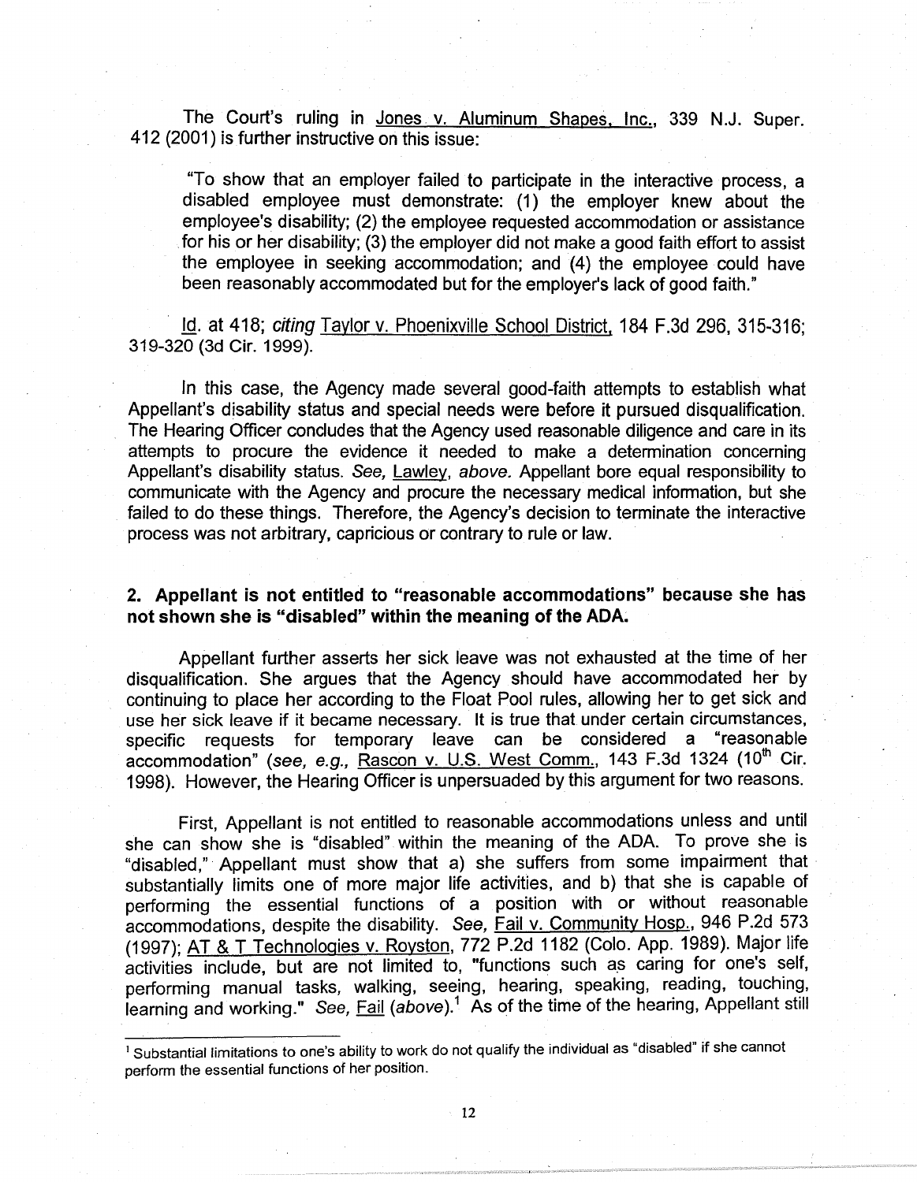The Court's ruling in Jones v. Aluminum Shapes, Inc., 339 N.J. Super. 412 (2001) is further instructive on this issue:

> "To show that an employer failed to participate in the interactive process, a disabled employee must demonstrate: (1) the employer knew about the employee's disability; (2) the employee requested accommodation or assistance for his or her disability; (3) the employer did not make a good faith effort to assist the employee in seeking accommodation; and (4) the employee could have been reasonably accommodated but for the employer's lack of good faith."

Id. at 418; *citing* Taylor v. Phoenixville School District, 184 F.3d 296, 315-316; 319-320 (3d Cir. 1999).

In this case, the Agency made several good-faith attempts to establish what Appellant's disability status and special needs were before it pursued disqualification. The Hearing Officer concludes that the Agency used reasonable diligence and care in its attempts to procure the evidence it needed to make a determination concerning Appellant's disability status. *See,* Lawley, *above.* Appellant bore equal responsibility to communicate with the Agency and procure the necessary medical information, but she failed to do these things. Therefore, the Agency's decision to terminate the interactive process was not arbitrary, capricious or contrary to rule or law.

**2. Appellant is not entitled to "reasonable accommodations" because she has not shown she is "disabled" within the meaning of the ADA.**

Appellant further asserts her sick leave was not exhausted at the time of her disqualification. She argues that the Agency should have accommodated her by continuing to place her according to the Float Pool rules, allowing her to get sick and use her sick leave if it became necessary. It is true that under certain circumstances, specific requests for temporary leave can be considered a "reasonable accommodation" (*see, e.g.,* Rascon v. U.S. West Comm., 143 F.3d 1324 (10th Cir. 1998). However, the Hearing Officer is unpersuaded by this argument for two reasons.

First, Appellant is not entitled to reasonable accommodations unless and until she can show she is "disabled" within the meaning of the ADA. To prove she is "disabled," Appellant must show that a) she suffers from some impairment that substantially limits one of more major life activities, and b) that she is capable of performing the essential functions of a position with or without reasonable accommodations, despite the disability. *See,* Fail v. Community Hosp., 946 P.2d 573 (1997); AT & T Technologies v. Royston, 772 P.2d 1182 (Colo. App. 1989). Major life activities include, but are not limited to, "functions such as caring for one's self, performing manual tasks, walking, seeing, hearing, speaking, reading, touching, learning and working." *See,* Fail (*above*).[1] As of the time of the hearing, Appellant still

[1] Substantial limitations to one's ability to work do not qualify the individual as "disabled" if she cannot perform the essential functions of her position.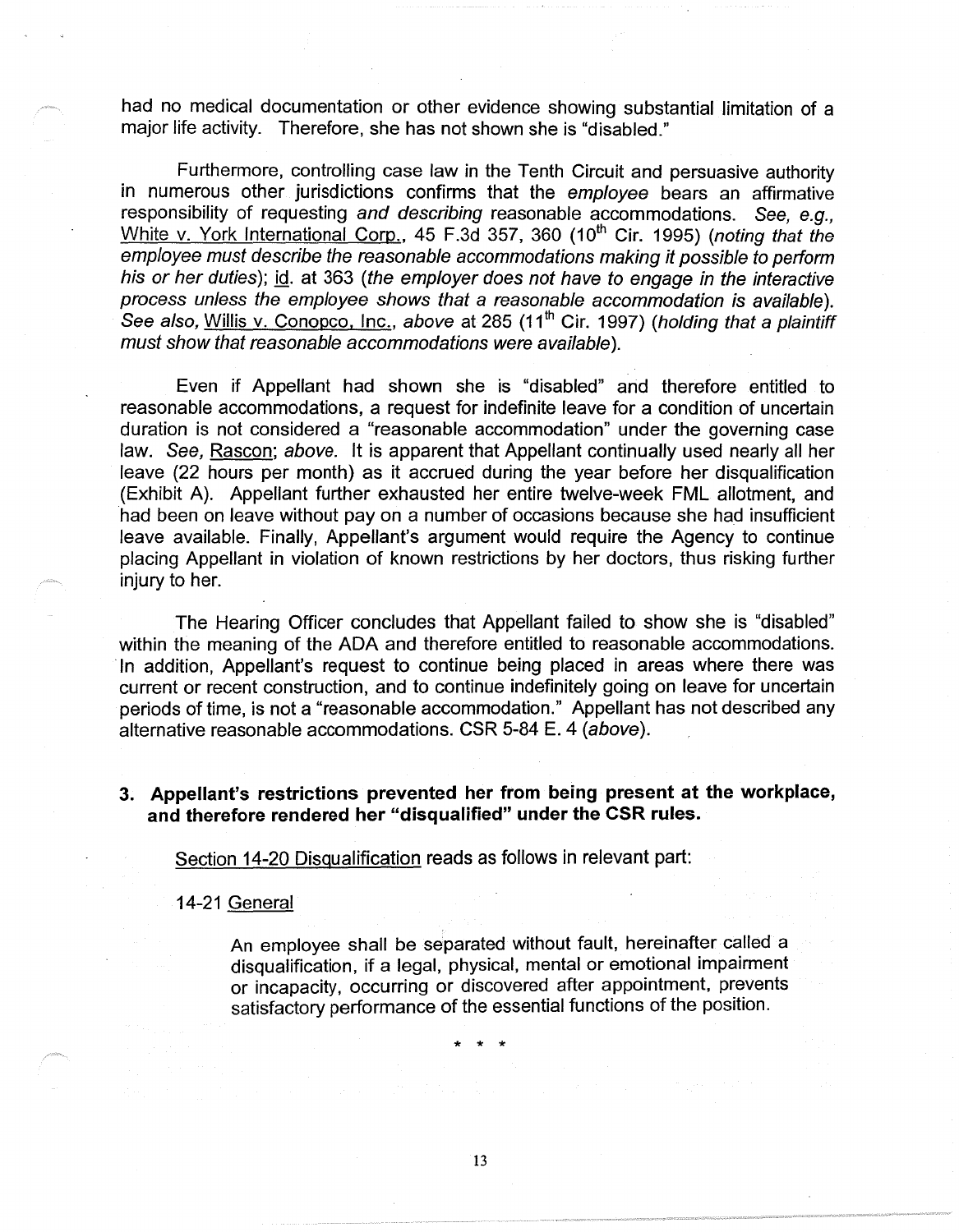had no medical documentation or other evidence showing substantial limitation of a major life activity. Therefore, she has not shown she is "disabled."

Furthermore, controlling case law in the Tenth Circuit and persuasive authority in numerous other jurisdictions confirms that the *employee* bears an affirmative responsibility of requesting *and describing* reasonable accommodations. *See, e.g.,* White v. York International Corp., 45 F.3d 357, 360 (10th Cir. 1995) (*noting that the employee must describe the reasonable accommodations making it possible to perform his or her duties*); id. at 363 (*the employer does not have to engage in the interactive process unless the employee shows that a reasonable accommodation is available*). *See also,* Willis v. Conopco, Inc., *above* at 285 (11th Cir. 1997) (*holding that a plaintiff must show that reasonable accommodations were available*).

Even if Appellant had shown she is "disabled" and therefore entitled to reasonable accommodations, a request for indefinite leave for a condition of uncertain duration is not considered a "reasonable accommodation" under the governing case law. *See,* Rascon; *above.* It is apparent that Appellant continually used nearly all her leave (22 hours per month) as it accrued during the year before her disqualification (Exhibit A). Appellant further exhausted her entire twelve-week FML allotment, and had been on leave without pay on a number of occasions because she had insufficient leave available. Finally, Appellant's argument would require the Agency to continue placing Appellant in violation of known restrictions by her doctors, thus risking further injury to her.

The Hearing Officer concludes that Appellant failed to show she is "disabled" within the meaning of the ADA and therefore entitled to reasonable accommodations. In addition, Appellant's request to continue being placed in areas where there was current or recent construction, and to continue indefinitely going on leave for uncertain periods of time, is not a "reasonable accommodation." Appellant has not described any alternative reasonable accommodations. CSR 5-84 E. 4 (*above*).

### 3. Appellant's restrictions prevented her from being present at the workplace, and therefore rendered her "disqualified" under the CSR rules.

Section 14-20 Disqualification reads as follows in relevant part:

14-21 General

> An employee shall be separated without fault, hereinafter called a disqualification, if a legal, physical, mental or emotional impairment or incapacity, occurring or discovered after appointment, prevents satisfactory performance of the essential functions of the position.

\* \* \*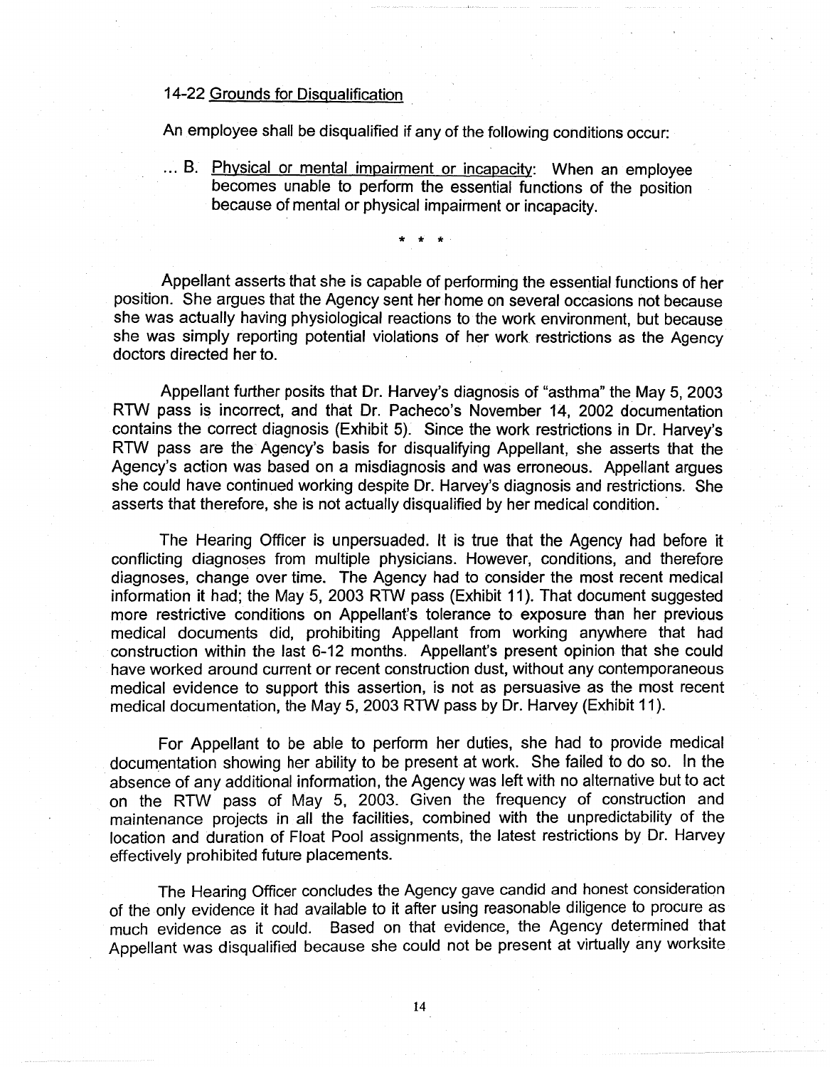14-22 <u>Grounds for Disqualification</u>

An employee shall be disqualified if any of the following conditions occur:

... B. <u>Physical or mental impairment or incapacity</u>: When an employee becomes unable to perform the essential functions of the position because of mental or physical impairment or incapacity.

\* \* \*

Appellant asserts that she is capable of performing the essential functions of her position. She argues that the Agency sent her home on several occasions not because she was actually having physiological reactions to the work environment, but because she was simply reporting potential violations of her work restrictions as the Agency doctors directed her to.

Appellant further posits that Dr. Harvey's diagnosis of "asthma" the May 5, 2003 RTW pass is incorrect, and that Dr. Pacheco's November 14, 2002 documentation contains the correct diagnosis (Exhibit 5). Since the work restrictions in Dr. Harvey's RTW pass are the Agency's basis for disqualifying Appellant, she asserts that the Agency's action was based on a misdiagnosis and was erroneous. Appellant argues she could have continued working despite Dr. Harvey's diagnosis and restrictions. She asserts that therefore, she is not actually disqualified by her medical condition.

The Hearing Officer is unpersuaded. It is true that the Agency had before it conflicting diagnoses from multiple physicians. However, conditions, and therefore diagnoses, change over time. The Agency had to consider the most recent medical information it had; the May 5, 2003 RTW pass (Exhibit 11). That document suggested more restrictive conditions on Appellant's tolerance to exposure than her previous medical documents did, prohibiting Appellant from working anywhere that had construction within the last 6-12 months. Appellant's present opinion that she could have worked around current or recent construction dust, without any contemporaneous medical evidence to support this assertion, is not as persuasive as the most recent medical documentation, the May 5, 2003 RTW pass by Dr. Harvey (Exhibit 11).

For Appellant to be able to perform her duties, she had to provide medical documentation showing her ability to be present at work. She failed to do so. In the absence of any additional information, the Agency was left with no alternative but to act on the RTW pass of May 5, 2003. Given the frequency of construction and maintenance projects in all the facilities, combined with the unpredictability of the location and duration of Float Pool assignments, the latest restrictions by Dr. Harvey effectively prohibited future placements.

The Hearing Officer concludes the Agency gave candid and honest consideration of the only evidence it had available to it after using reasonable diligence to procure as much evidence as it could. Based on that evidence, the Agency determined that Appellant was disqualified because she could not be present at virtually any worksite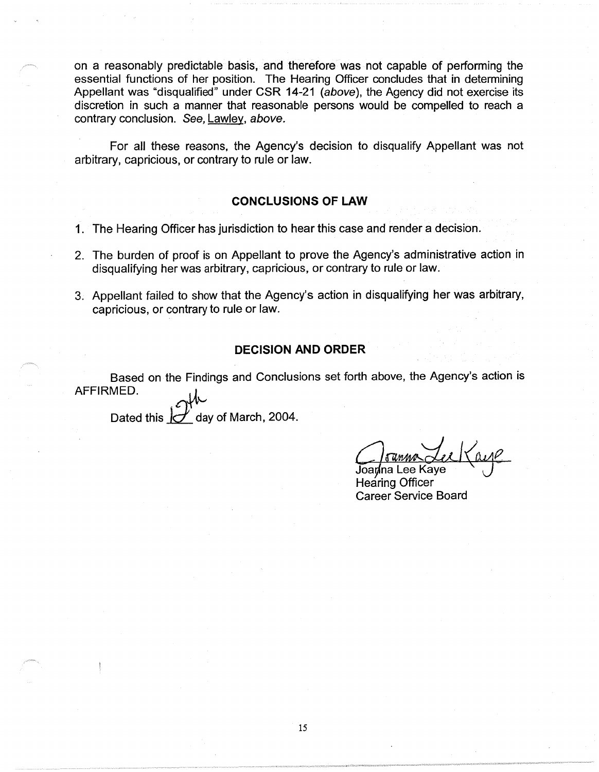on a reasonably predictable basis, and therefore was not capable of performing the essential functions of her position. The Hearing Officer concludes that in determining Appellant was "disqualified" under CSR 14-21 (*above*), the Agency did not exercise its discretion in such a manner that reasonable persons would be compelled to reach a contrary conclusion. *See,* Lawley, *above.*

For all these reasons, the Agency's decision to disqualify Appellant was not arbitrary, capricious, or contrary to rule or law.

## CONCLUSIONS OF LAW

1. The Hearing Officer has jurisdiction to hear this case and render a decision.
2. The burden of proof is on Appellant to prove the Agency's administrative action in disqualifying her was arbitrary, capricious, or contrary to rule or law.
3. Appellant failed to show that the Agency's action in disqualifying her was arbitrary, capricious, or contrary to rule or law.

## DECISION AND ORDER

Based on the Findings and Conclusions set forth above, the Agency's action is AFFIRMED.

Dated this 12th day of March, 2004.

Joanna Lee Kaye
Hearing Officer
Career Service Board